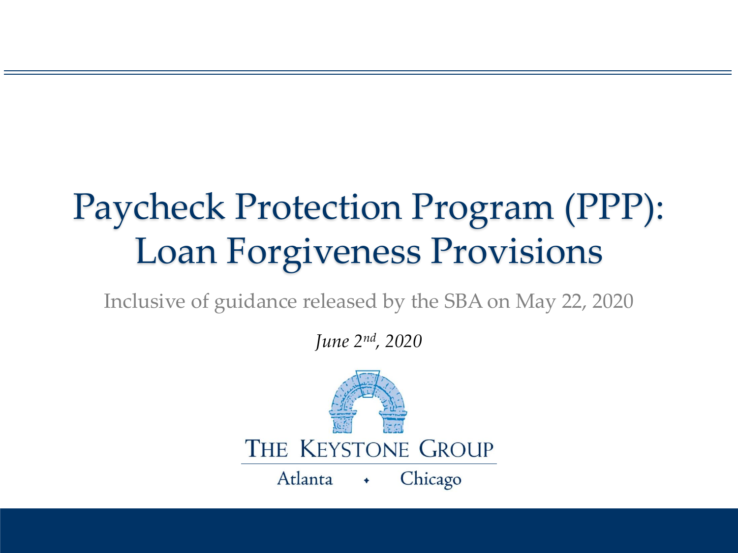# Paycheck Protection Program (PPP): Loan Forgiveness Provisions

Inclusive of guidance released by the SBA on May 22, 2020

*June 2nd, 2020*

THE KEYSTONE GROUP

Atlanta ✦ Chicago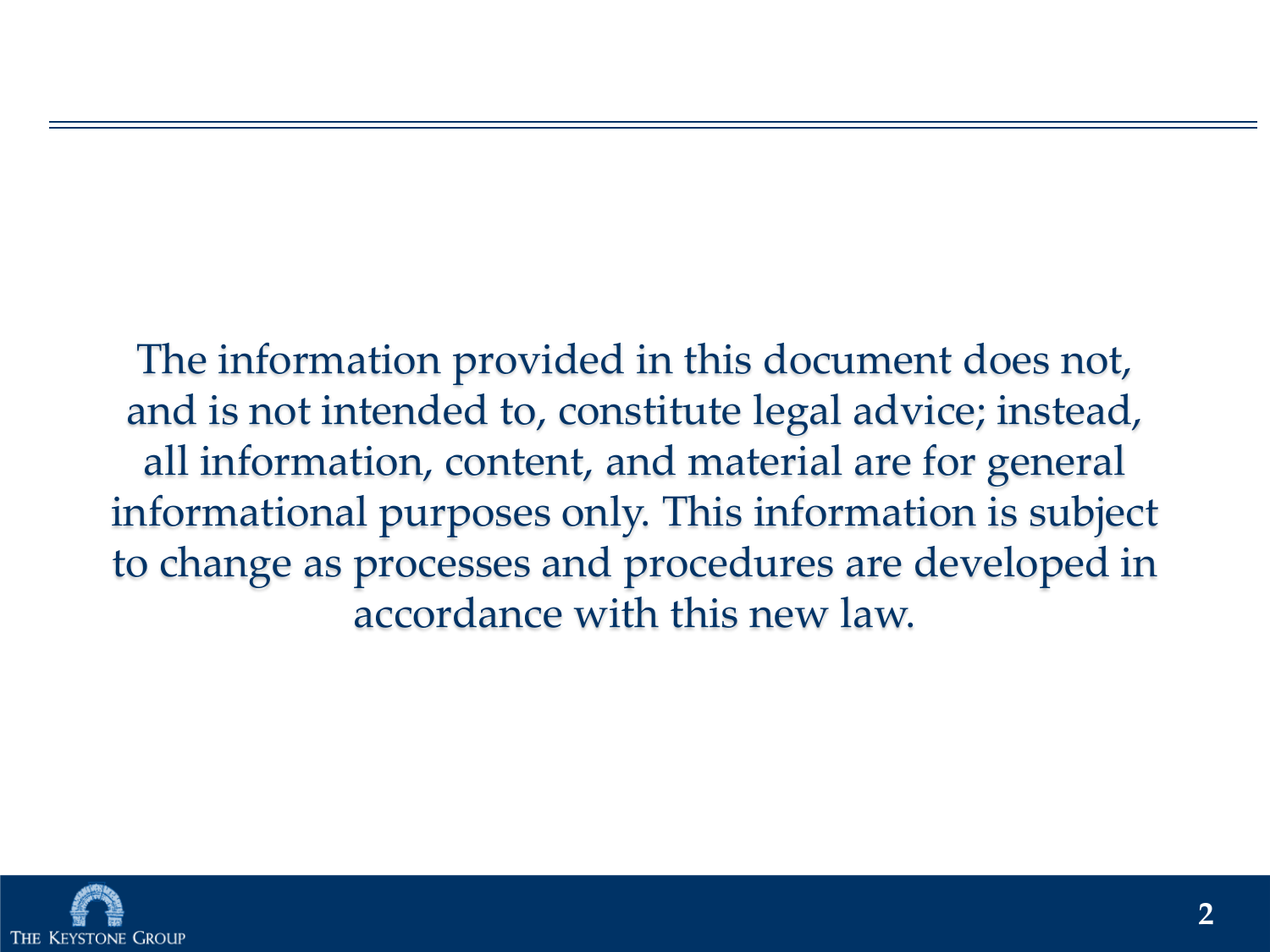The information provided in this document does not, and is not intended to, constitute legal advice; instead, all information, content, and material are for general informational purposes only. This information is subject to change as processes and procedures are developed in accordance with this new law.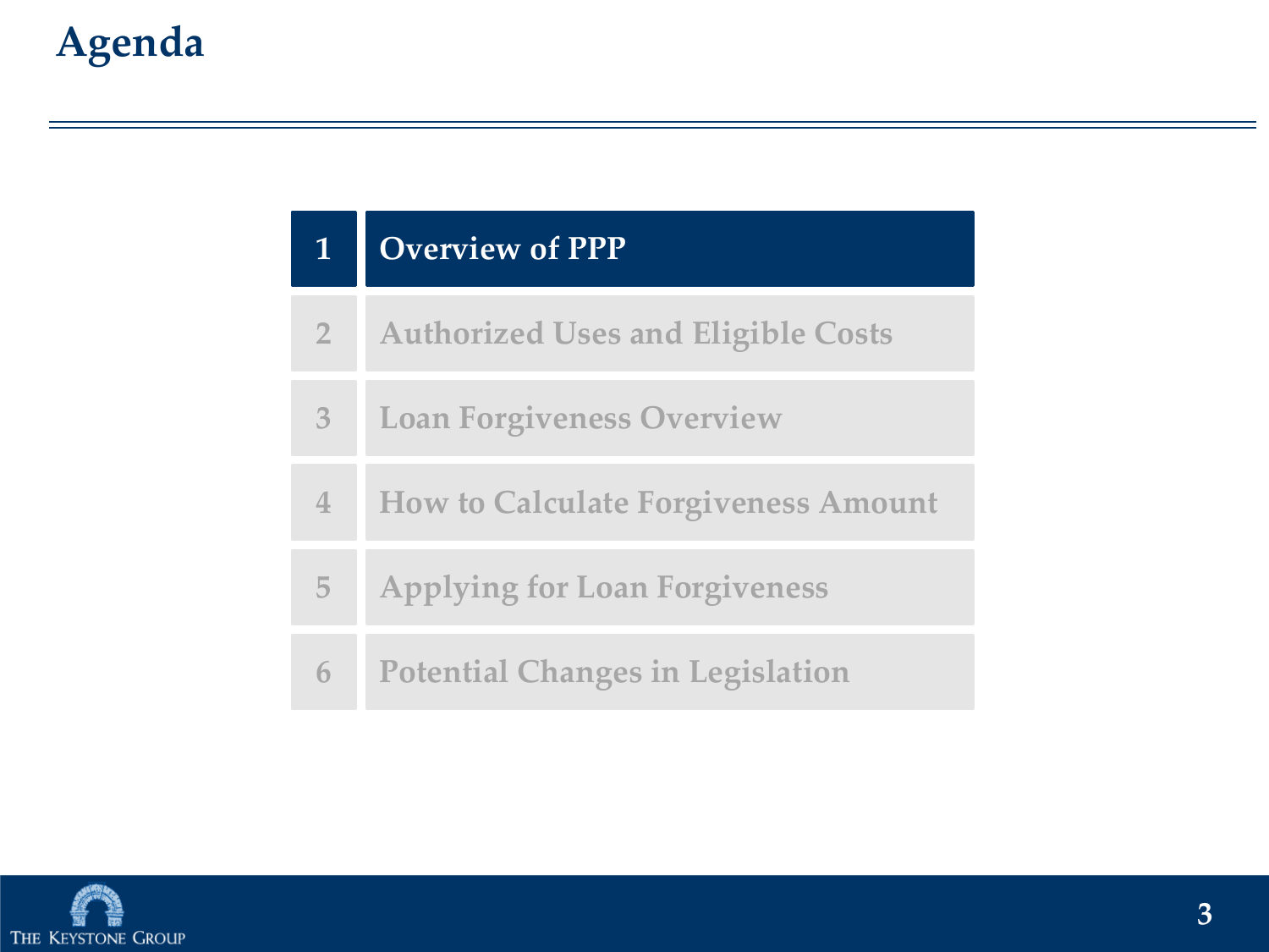# Agenda

1. **Overview of PPP**
2. Authorized Uses and Eligible Costs
3. Loan Forgiveness Overview
4. How to Calculate Forgiveness Amount
5. Applying for Loan Forgiveness
6. Potential Changes in Legislation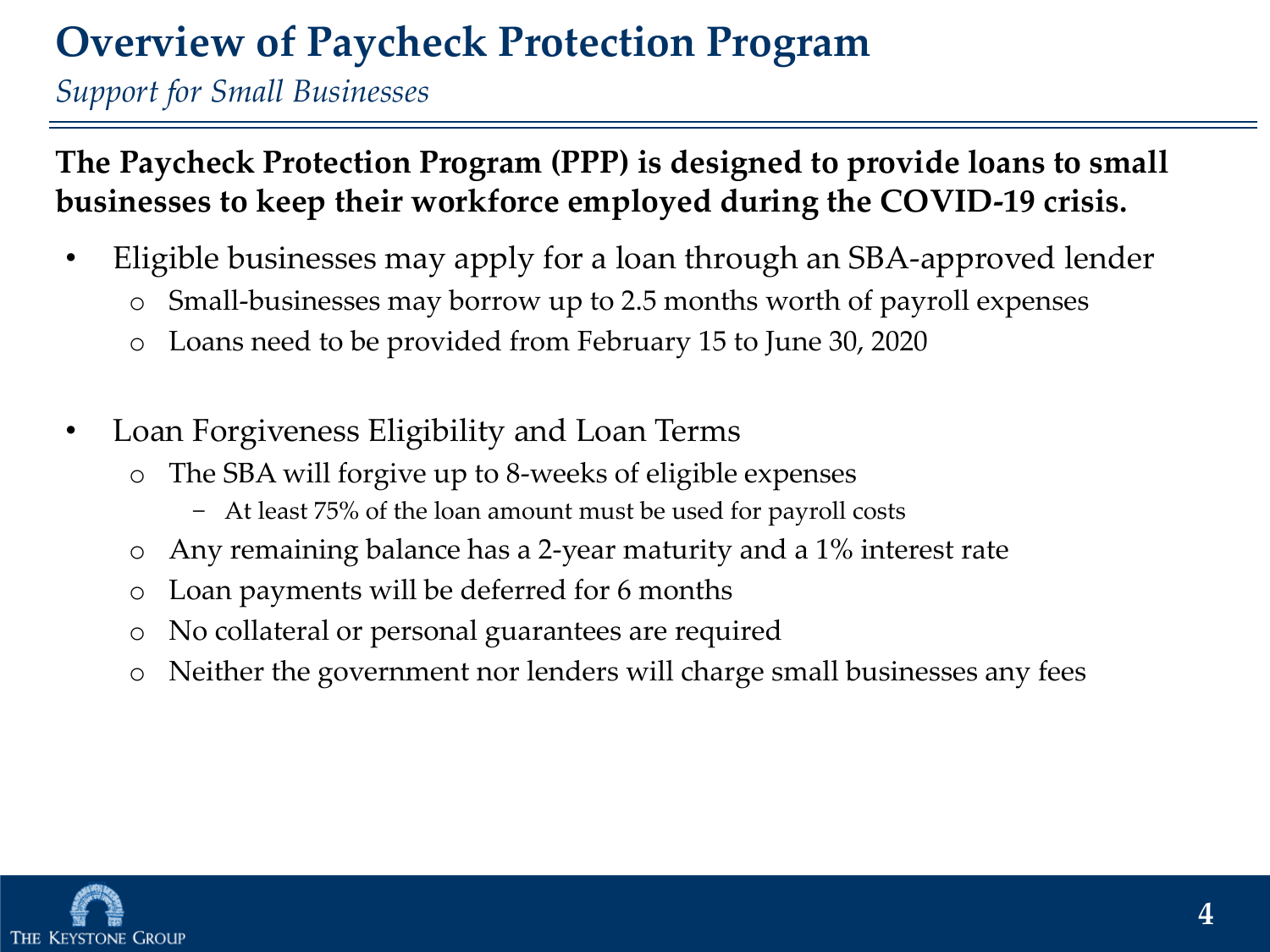# Overview of Paycheck Protection Program

*Support for Small Businesses*

**The Paycheck Protection Program (PPP) is designed to provide loans to small businesses to keep their workforce employed during the COVID-19 crisis.**

- Eligible businesses may apply for a loan through an SBA-approved lender
  - Small-businesses may borrow up to 2.5 months worth of payroll expenses
  - Loans need to be provided from February 15 to June 30, 2020

- Loan Forgiveness Eligibility and Loan Terms
  - The SBA will forgive up to 8-weeks of eligible expenses
    - At least 75% of the loan amount must be used for payroll costs
  - Any remaining balance has a 2-year maturity and a 1% interest rate
  - Loan payments will be deferred for 6 months
  - No collateral or personal guarantees are required
  - Neither the government nor lenders will charge small businesses any fees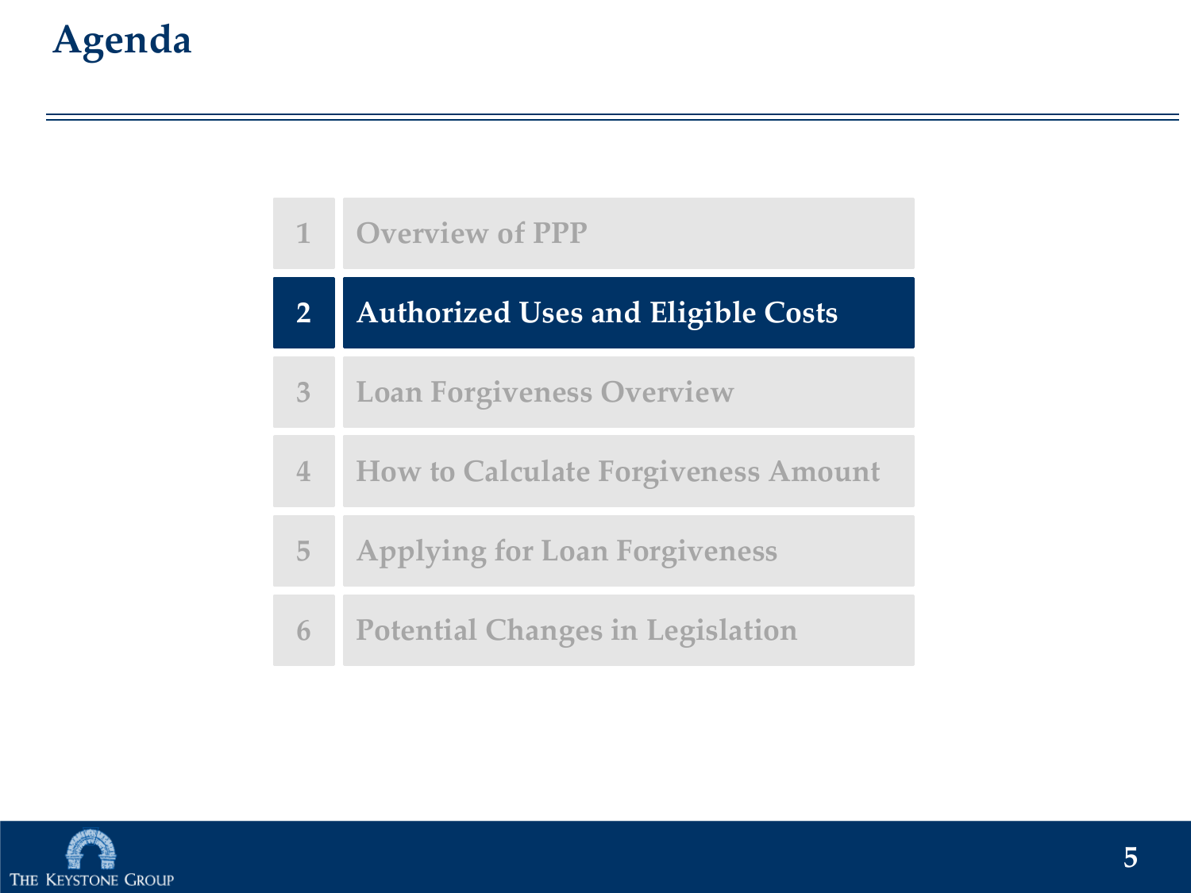# Agenda

1. Overview of PPP
2. **Authorized Uses and Eligible Costs**
3. Loan Forgiveness Overview
4. How to Calculate Forgiveness Amount
5. Applying for Loan Forgiveness
6. Potential Changes in Legislation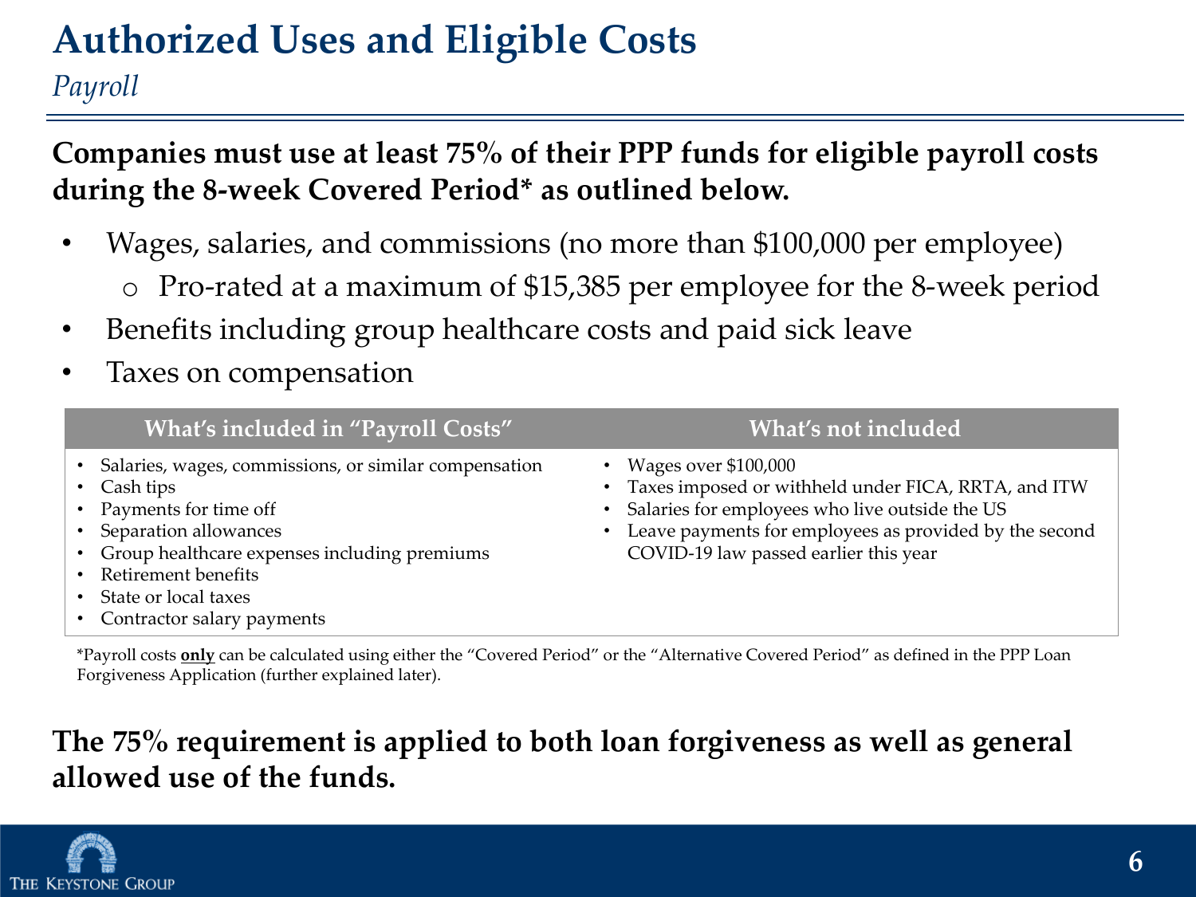# Authorized Uses and Eligible Costs

*Payroll*

**Companies must use at least 75% of their PPP funds for eligible payroll costs during the 8-week Covered Period* as outlined below.**

- Wages, salaries, and commissions (no more than $100,000 per employee)
  - Pro-rated at a maximum of $15,385 per employee for the 8-week period
- Benefits including group healthcare costs and paid sick leave
- Taxes on compensation

| What's included in "Payroll Costs" | What's not included |
| --- | --- |
| • Salaries, wages, commissions, or similar compensation<br>• Cash tips<br>• Payments for time off<br>• Separation allowances<br>• Group healthcare expenses including premiums<br>• Retirement benefits<br>• State or local taxes<br>• Contractor salary payments | • Wages over $100,000<br>• Taxes imposed or withheld under FICA, RRTA, and ITW<br>• Salaries for employees who live outside the US<br>• Leave payments for employees as provided by the second COVID-19 law passed earlier this year |

*Payroll costs **only** can be calculated using either the "Covered Period" or the "Alternative Covered Period" as defined in the PPP Loan Forgiveness Application (further explained later).

**The 75% requirement is applied to both loan forgiveness as well as general allowed use of the funds.**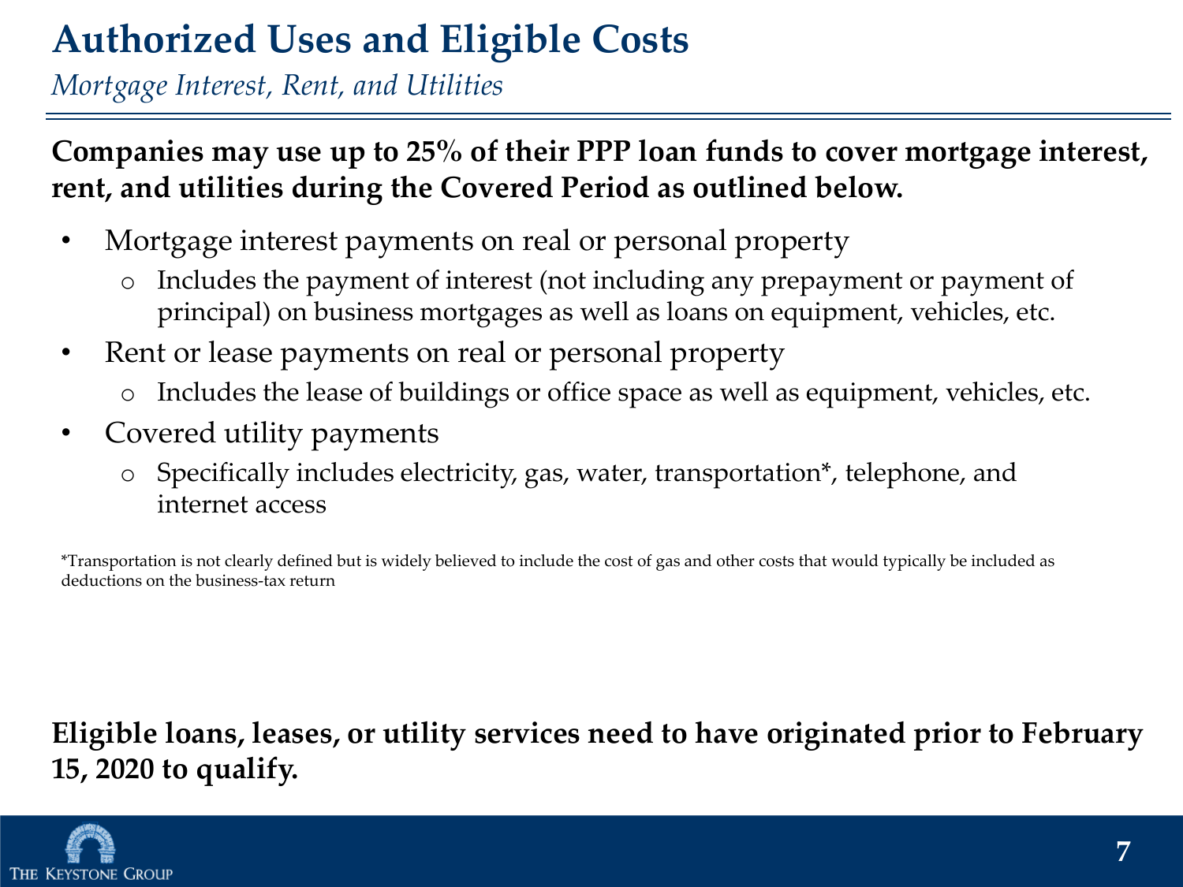# Authorized Uses and Eligible Costs

*Mortgage Interest, Rent, and Utilities*

**Companies may use up to 25% of their PPP loan funds to cover mortgage interest, rent, and utilities during the Covered Period as outlined below.**

- Mortgage interest payments on real or personal property
  - Includes the payment of interest (not including any prepayment or payment of principal) on business mortgages as well as loans on equipment, vehicles, etc.
- Rent or lease payments on real or personal property
  - Includes the lease of buildings or office space as well as equipment, vehicles, etc.
- Covered utility payments
  - Specifically includes electricity, gas, water, transportation*, telephone, and internet access

*Transportation is not clearly defined but is widely believed to include the cost of gas and other costs that would typically be included as deductions on the business-tax return

**Eligible loans, leases, or utility services need to have originated prior to February 15, 2020 to qualify.**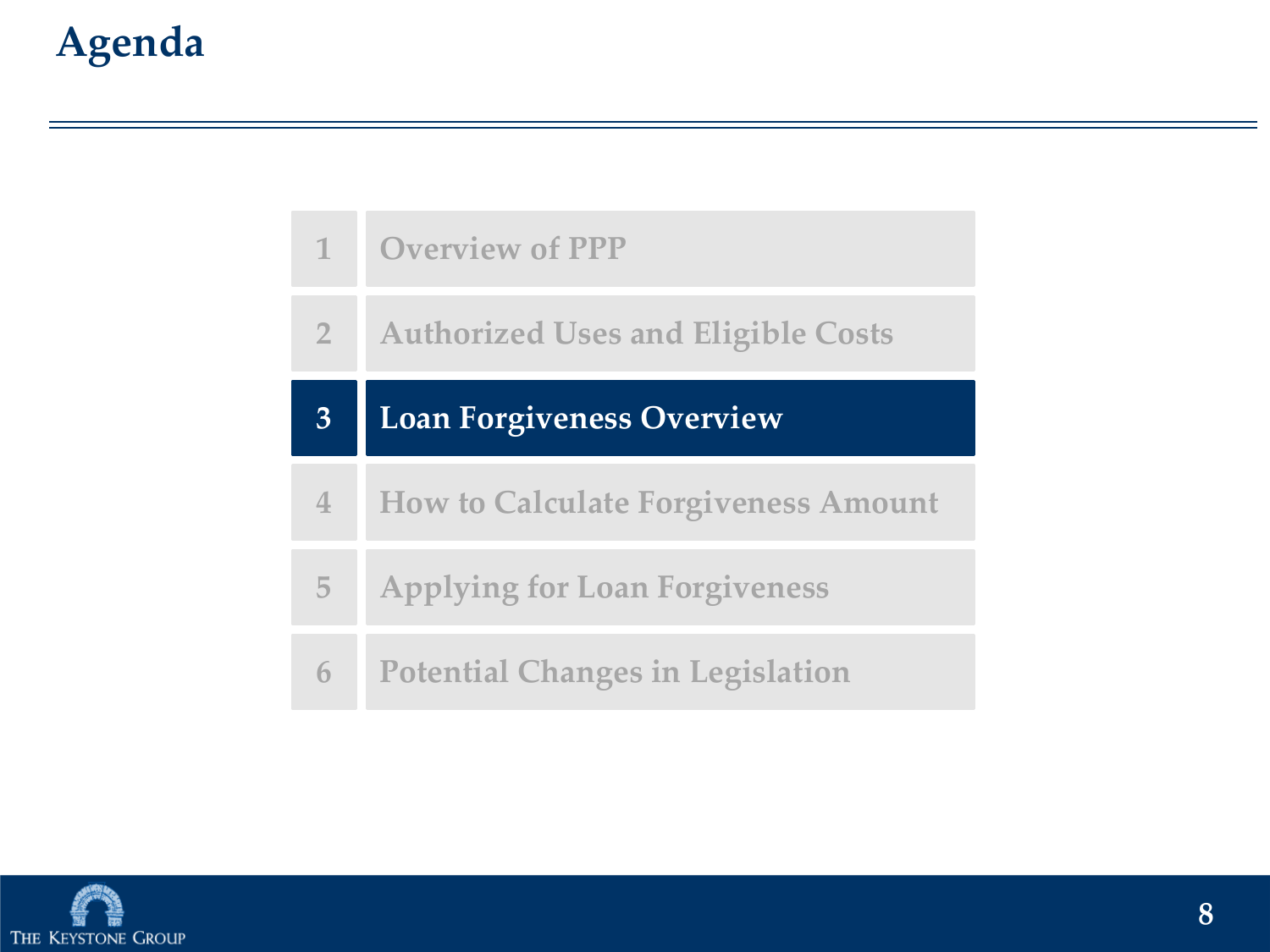# Agenda

1. Overview of PPP
2. Authorized Uses and Eligible Costs
3. **Loan Forgiveness Overview**
4. How to Calculate Forgiveness Amount
5. Applying for Loan Forgiveness
6. Potential Changes in Legislation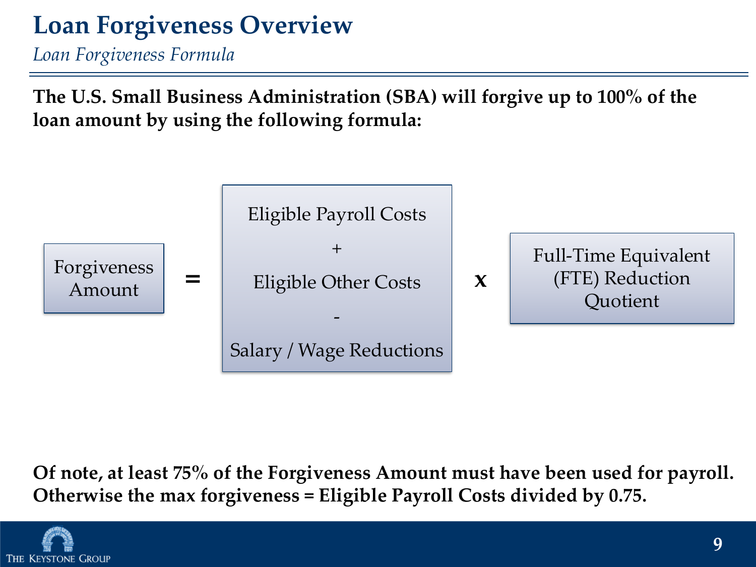# Loan Forgiveness Overview

*Loan Forgiveness Formula*

**The U.S. Small Business Administration (SBA) will forgive up to 100% of the loan amount by using the following formula:**

Forgiveness Amount = ( Eligible Payroll Costs + Eligible Other Costs - Salary / Wage Reductions ) x Full-Time Equivalent (FTE) Reduction Quotient

**Of note, at least 75% of the Forgiveness Amount must have been used for payroll. Otherwise the max forgiveness = Eligible Payroll Costs divided by 0.75.**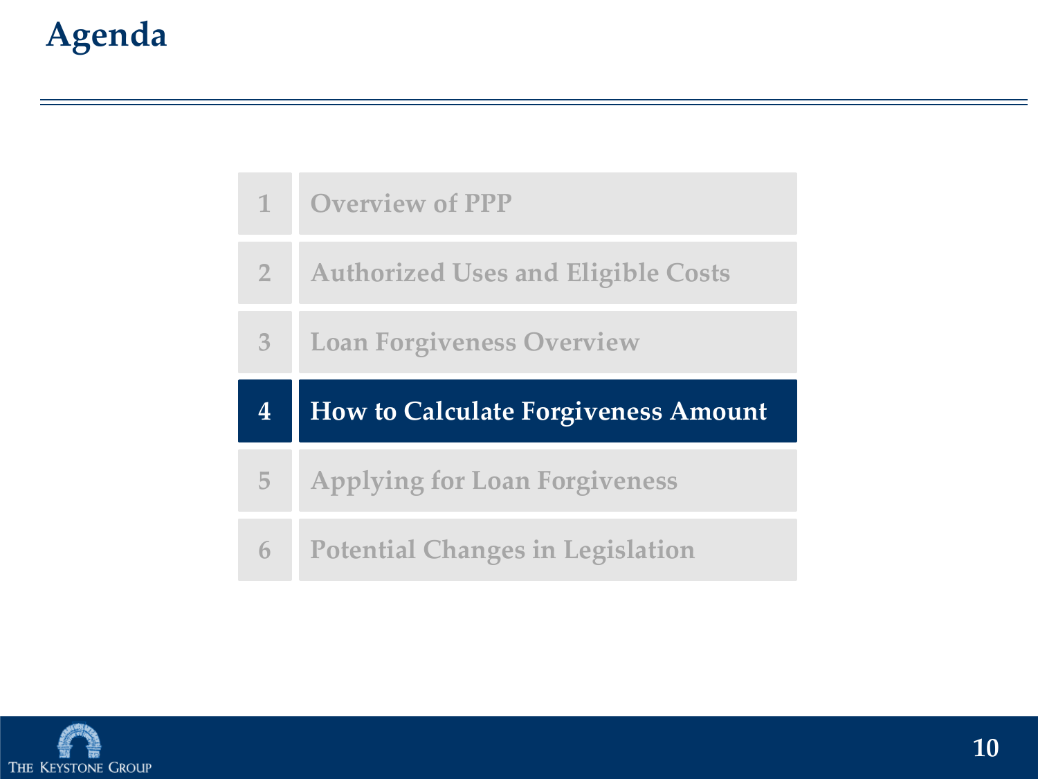# Agenda

1. Overview of PPP
2. Authorized Uses and Eligible Costs
3. Loan Forgiveness Overview
4. **How to Calculate Forgiveness Amount**
5. Applying for Loan Forgiveness
6. Potential Changes in Legislation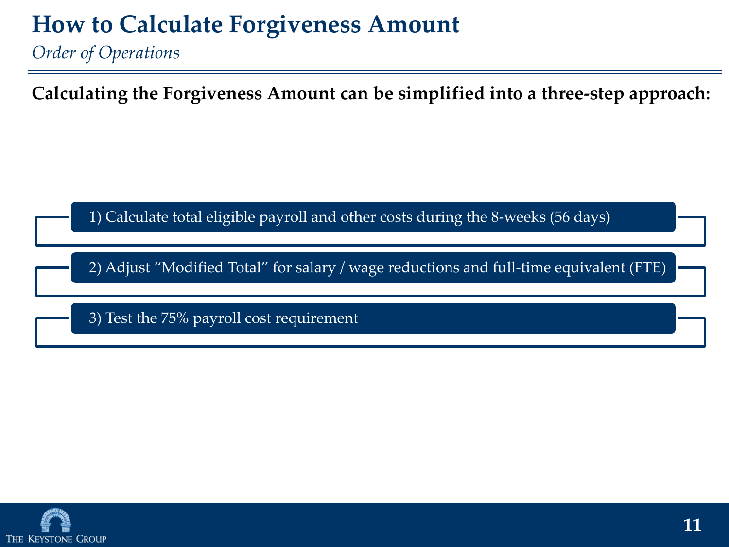# How to Calculate Forgiveness Amount

*Order of Operations*

**Calculating the Forgiveness Amount can be simplified into a three-step approach:**

1) Calculate total eligible payroll and other costs during the 8-weeks (56 days)

2) Adjust “Modified Total” for salary / wage reductions and full-time equivalent (FTE)

3) Test the 75% payroll cost requirement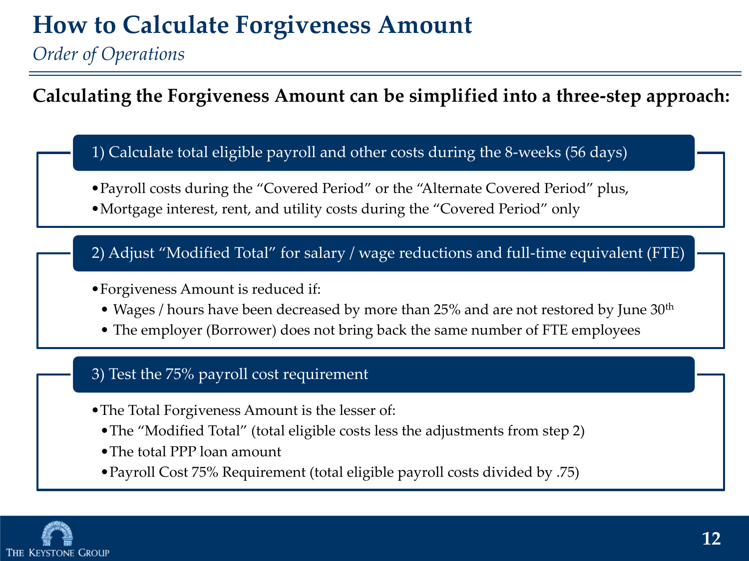# How to Calculate Forgiveness Amount

*Order of Operations*

**Calculating the Forgiveness Amount can be simplified into a three-step approach:**

## 1) Calculate total eligible payroll and other costs during the 8-weeks (56 days)

- Payroll costs during the “Covered Period” or the “Alternate Covered Period” plus,
- Mortgage interest, rent, and utility costs during the “Covered Period” only

## 2) Adjust “Modified Total” for salary / wage reductions and full-time equivalent (FTE)

- Forgiveness Amount is reduced if:
  - Wages / hours have been decreased by more than 25% and are not restored by June 30th
  - The employer (Borrower) does not bring back the same number of FTE employees

## 3) Test the 75% payroll cost requirement

- The Total Forgiveness Amount is the lesser of:
  - The “Modified Total” (total eligible costs less the adjustments from step 2)
  - The total PPP loan amount
  - Payroll Cost 75% Requirement (total eligible payroll costs divided by .75)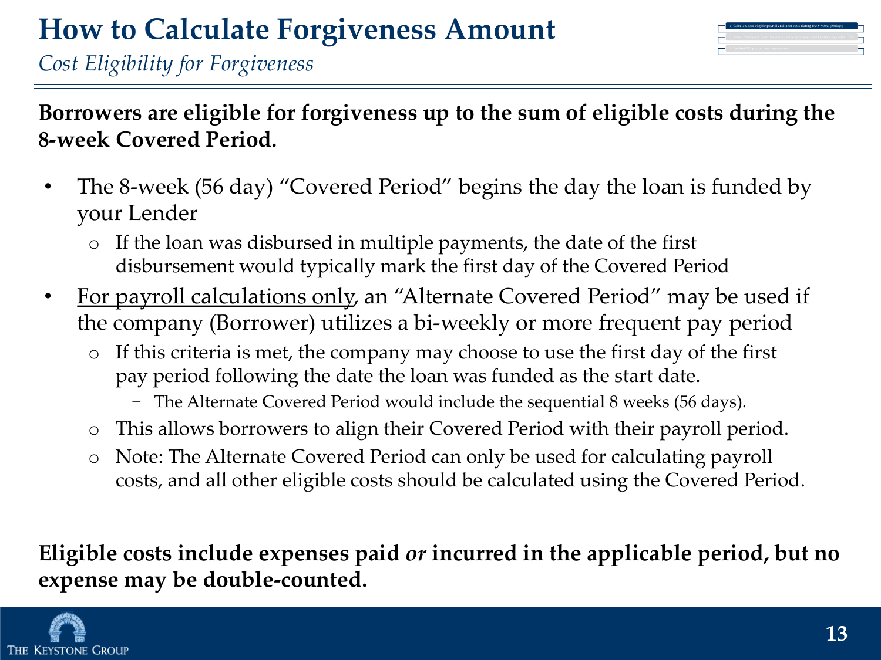# How to Calculate Forgiveness Amount

*Cost Eligibility for Forgiveness*

**Borrowers are eligible for forgiveness up to the sum of eligible costs during the 8-week Covered Period.**

- The 8-week (56 day) "Covered Period" begins the day the loan is funded by your Lender
  - If the loan was disbursed in multiple payments, the date of the first disbursement would typically mark the first day of the Covered Period
- For payroll calculations only, an "Alternate Covered Period" may be used if the company (Borrower) utilizes a bi-weekly or more frequent pay period
  - If this criteria is met, the company may choose to use the first day of the first pay period following the date the loan was funded as the start date.
    - The Alternate Covered Period would include the sequential 8 weeks (56 days).
  - This allows borrowers to align their Covered Period with their payroll period.
  - Note: The Alternate Covered Period can only be used for calculating payroll costs, and all other eligible costs should be calculated using the Covered Period.

**Eligible costs include expenses paid *or* incurred in the applicable period, but no expense may be double-counted.**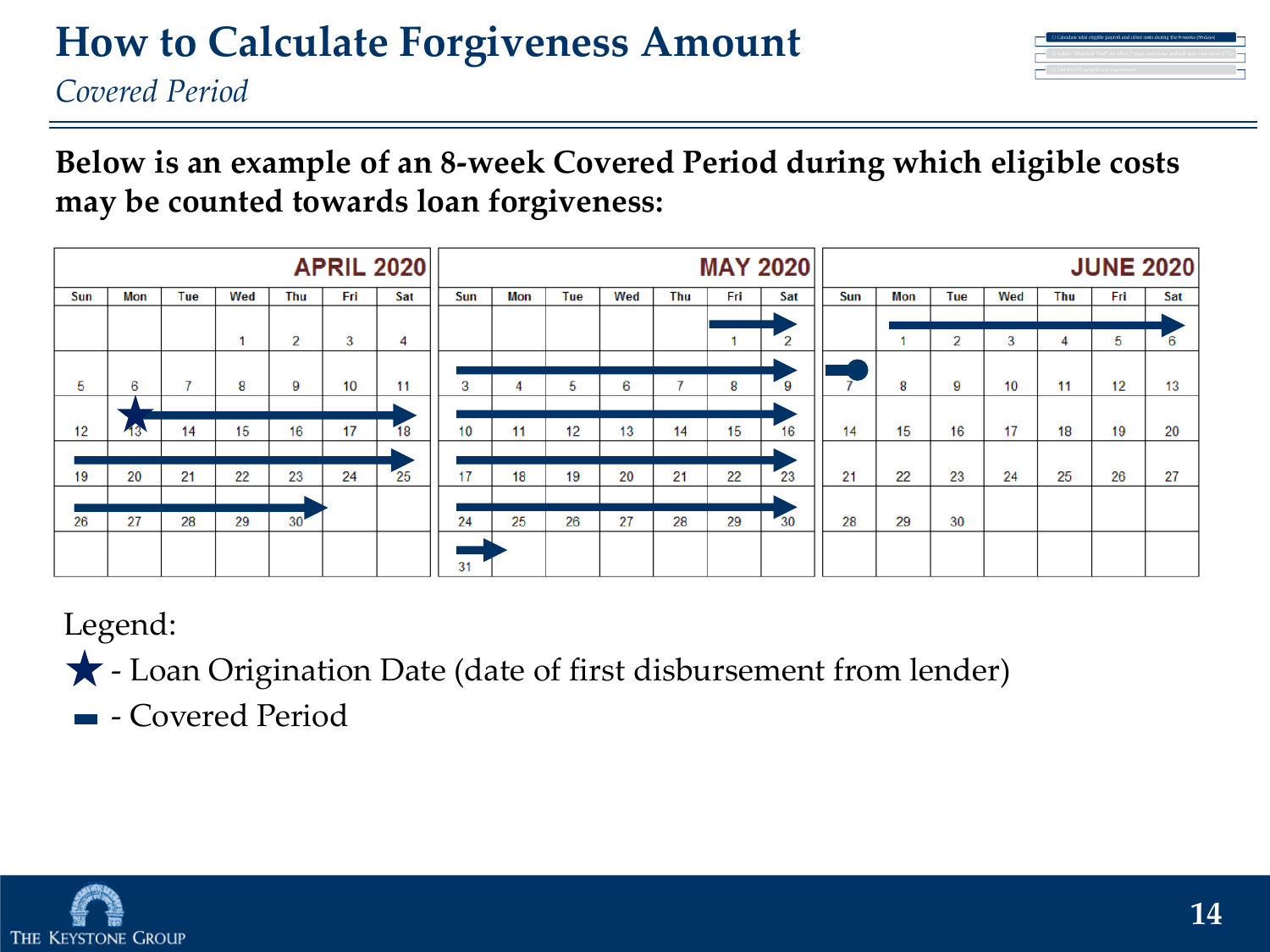# How to Calculate Forgiveness Amount

*Covered Period*

**Below is an example of an 8-week Covered Period during which eligible costs may be counted towards loan forgiveness:**

**APRIL 2020**

| Sun | Mon | Tue | Wed | Thu | Fri | Sat |
|---|---|---|---|---|---|---|
| | | | 1 | 2 | 3 | 4 |
| 5 | 6 | 7 | 8 | 9 | 10 | 11 |
| 12 | 13 | 14 | 15 | 16 | 17 | 18 |
| 19 | 20 | 21 | 22 | 23 | 24 | 25 |
| 26 | 27 | 28 | 29 | 30 | | |

**MAY 2020**

| Sun | Mon | Tue | Wed | Thu | Fri | Sat |
|---|---|---|---|---|---|---|
| | | | | | 1 | 2 |
| 3 | 4 | 5 | 6 | 7 | 8 | 9 |
| 10 | 11 | 12 | 13 | 14 | 15 | 16 |
| 17 | 18 | 19 | 20 | 21 | 22 | 23 |
| 24 | 25 | 26 | 27 | 28 | 29 | 30 |
| 31 | | | | | | |

**JUNE 2020**

| Sun | Mon | Tue | Wed | Thu | Fri | Sat |
|---|---|---|---|---|---|---|
| | 1 | 2 | 3 | 4 | 5 | 6 |
| 7 | 8 | 9 | 10 | 11 | 12 | 13 |
| 14 | 15 | 16 | 17 | 18 | 19 | 20 |
| 21 | 22 | 23 | 24 | 25 | 26 | 27 |
| 28 | 29 | 30 | | | | |

Legend:

★ - Loan Origination Date (date of first disbursement from lender)

▬ - Covered Period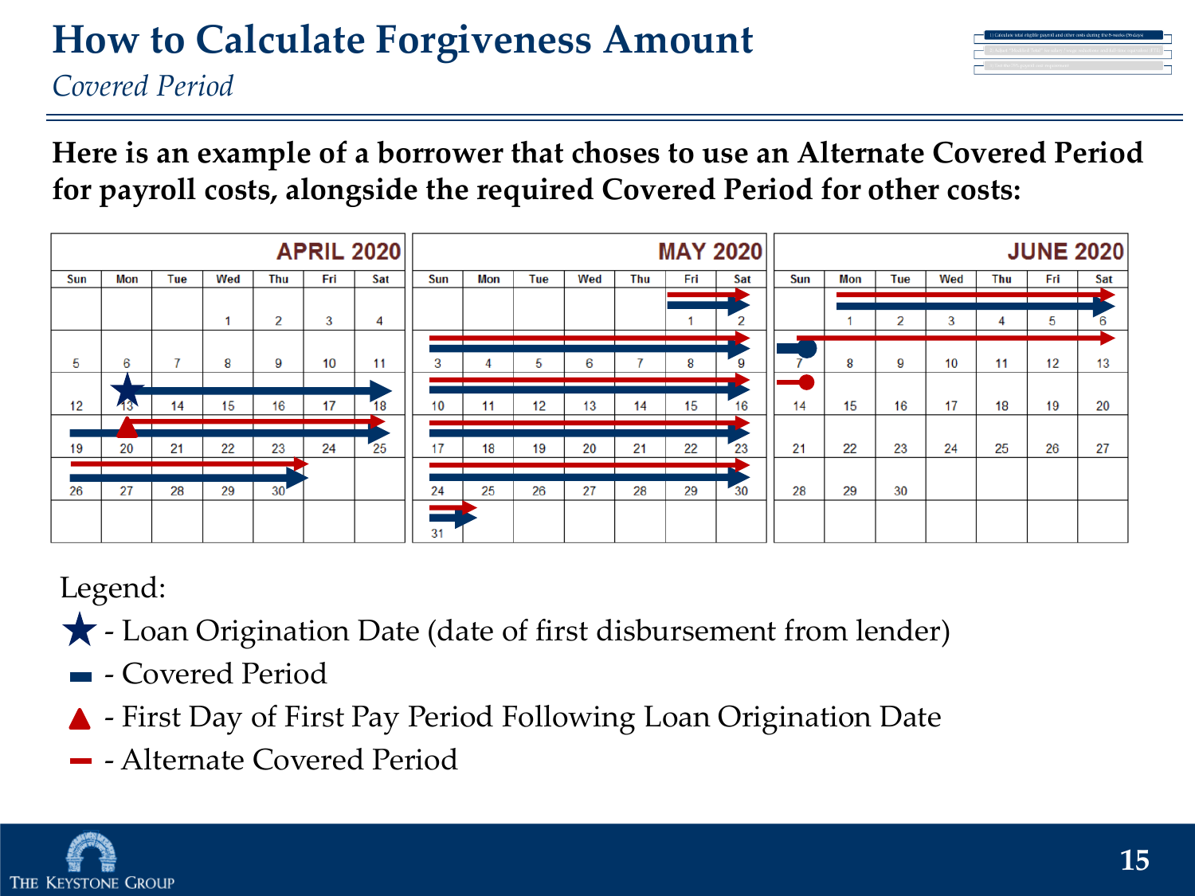# How to Calculate Forgiveness Amount

*Covered Period*

**Here is an example of a borrower that choses to use an Alternate Covered Period for payroll costs, alongside the required Covered Period for other costs:**

**APRIL 2020**

| Sun | Mon | Tue | Wed | Thu | Fri | Sat |
|---|---|---|---|---|---|---|
| | | | 1 | 2 | 3 | 4 |
| 5 | 6 | 7 | 8 | 9 | 10 | 11 |
| 12 | 13 | 14 | 15 | 16 | 17 | 18 |
| 19 | 20 | 21 | 22 | 23 | 24 | 25 |
| 26 | 27 | 28 | 29 | 30 | | |

**MAY 2020**

| Sun | Mon | Tue | Wed | Thu | Fri | Sat |
|---|---|---|---|---|---|---|
| | | | | | 1 | 2 |
| 3 | 4 | 5 | 6 | 7 | 8 | 9 |
| 10 | 11 | 12 | 13 | 14 | 15 | 16 |
| 17 | 18 | 19 | 20 | 21 | 22 | 23 |
| 24 | 25 | 26 | 27 | 28 | 29 | 30 |
| 31 | | | | | | |

**JUNE 2020**

| Sun | Mon | Tue | Wed | Thu | Fri | Sat |
|---|---|---|---|---|---|---|
| | 1 | 2 | 3 | 4 | 5 | 6 |
| 7 | 8 | 9 | 10 | 11 | 12 | 13 |
| 14 | 15 | 16 | 17 | 18 | 19 | 20 |
| 21 | 22 | 23 | 24 | 25 | 26 | 27 |
| 28 | 29 | 30 | | | | |

Legend:

- ★ - Loan Origination Date (date of first disbursement from lender)
- ▬ (blue) - Covered Period
- ▲ - First Day of First Pay Period Following Loan Origination Date
- ▬ (red) - Alternate Covered Period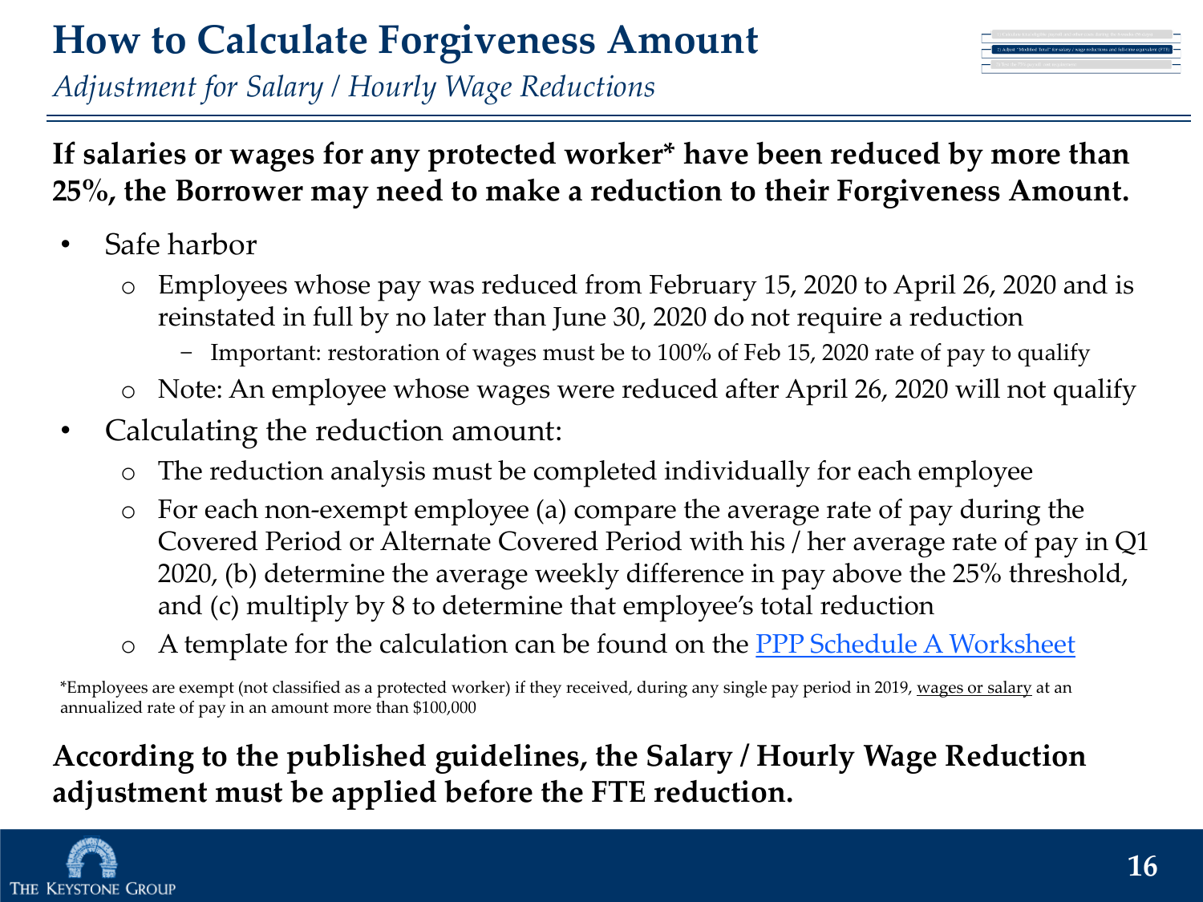# How to Calculate Forgiveness Amount

*Adjustment for Salary / Hourly Wage Reductions*

**If salaries or wages for any protected worker* have been reduced by more than 25%, the Borrower may need to make a reduction to their Forgiveness Amount.**

- Safe harbor
  - Employees whose pay was reduced from February 15, 2020 to April 26, 2020 and is reinstated in full by no later than June 30, 2020 do not require a reduction
    - Important: restoration of wages must be to 100% of Feb 15, 2020 rate of pay to qualify
  - Note: An employee whose wages were reduced after April 26, 2020 will not qualify
- Calculating the reduction amount:
  - The reduction analysis must be completed individually for each employee
  - For each non-exempt employee (a) compare the average rate of pay during the Covered Period or Alternate Covered Period with his / her average rate of pay in Q1 2020, (b) determine the average weekly difference in pay above the 25% threshold, and (c) multiply by 8 to determine that employee's total reduction
  - A template for the calculation can be found on the [PPP Schedule A Worksheet]()

*Employees are exempt (not classified as a protected worker) if they received, during any single pay period in 2019, wages or salary at an annualized rate of pay in an amount more than $100,000

**According to the published guidelines, the Salary / Hourly Wage Reduction adjustment must be applied before the FTE reduction.**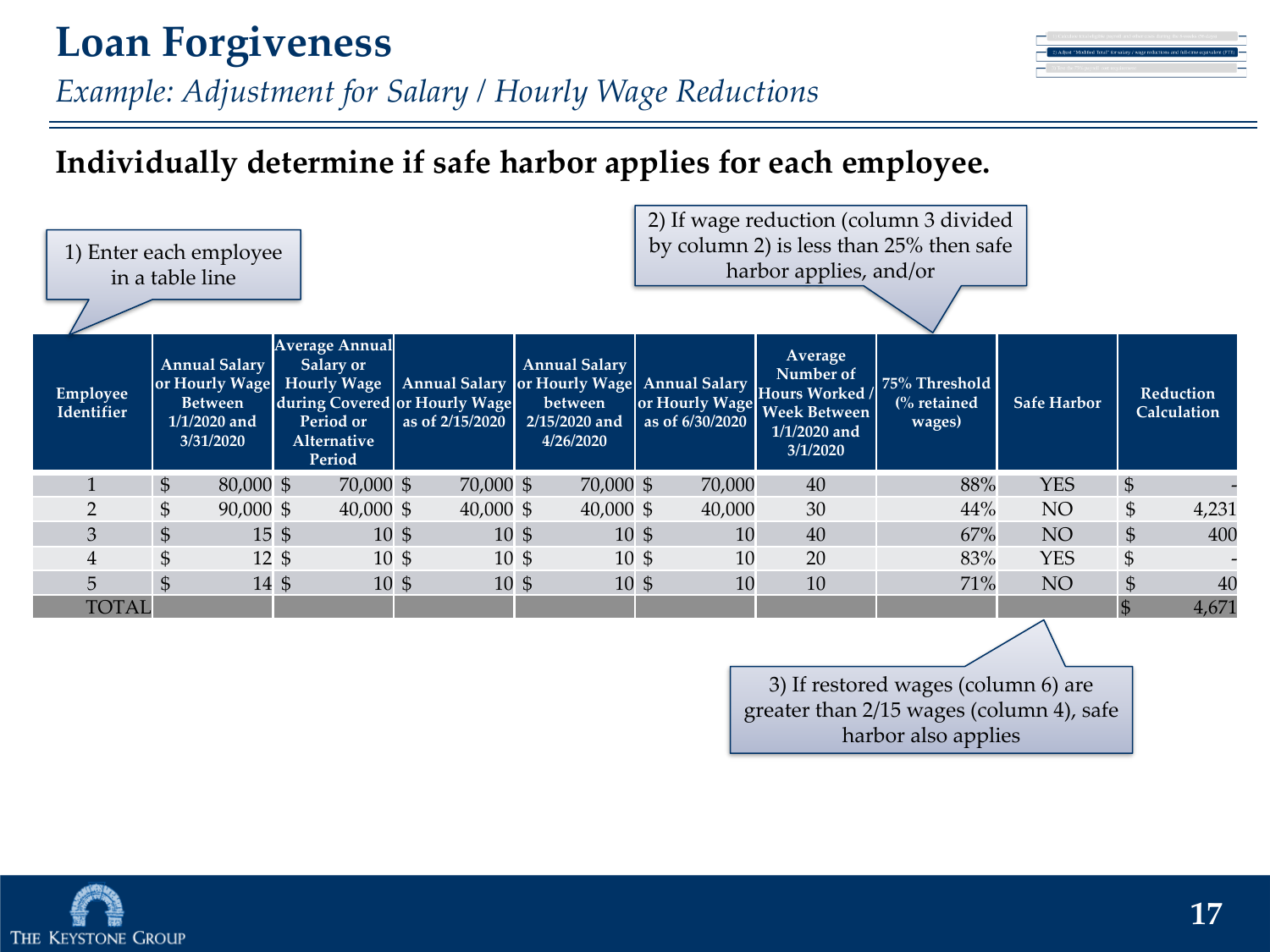# Loan Forgiveness

*Example: Adjustment for Salary / Hourly Wage Reductions*

## Individually determine if safe harbor applies for each employee.

1) Enter each employee in a table line

2) If wage reduction (column 3 divided by column 2) is less than 25% then safe harbor applies, and/or

| Employee Identifier | Annual Salary or Hourly Wage Between 1/1/2020 and 3/31/2020 | Average Annual Salary or Hourly Wage during Covered Period or Alternative Period | Annual Salary or Hourly Wage as of 2/15/2020 | Annual Salary or Hourly Wage between 2/15/2020 and 4/26/2020 | Annual Salary or Hourly Wage as of 6/30/2020 | Average Number of Hours Worked / Week Between 1/1/2020 and 3/1/2020 | 75% Threshold (% retained wages) | Safe Harbor | Reduction Calculation |
|---|---|---|---|---|---|---|---|---|---|
| 1 | $ 80,000 | $ 70,000 | $ 70,000 | $ 70,000 | $ 70,000 | 40 | 88% | YES | $ - |
| 2 | $ 90,000 | $ 40,000 | $ 40,000 | $ 40,000 | $ 40,000 | 30 | 44% | NO | $ 4,231 |
| 3 | $ 15 | $ 10 | $ 10 | $ 10 | $ 10 | 40 | 67% | NO | $ 400 |
| 4 | $ 12 | $ 10 | $ 10 | $ 10 | $ 10 | 20 | 83% | YES | $ - |
| 5 | $ 14 | $ 10 | $ 10 | $ 10 | $ 10 | 10 | 71% | NO | $ 40 |
| TOTAL | | | | | | | | | $ 4,671 |

3) If restored wages (column 6) are greater than 2/15 wages (column 4), safe harbor also applies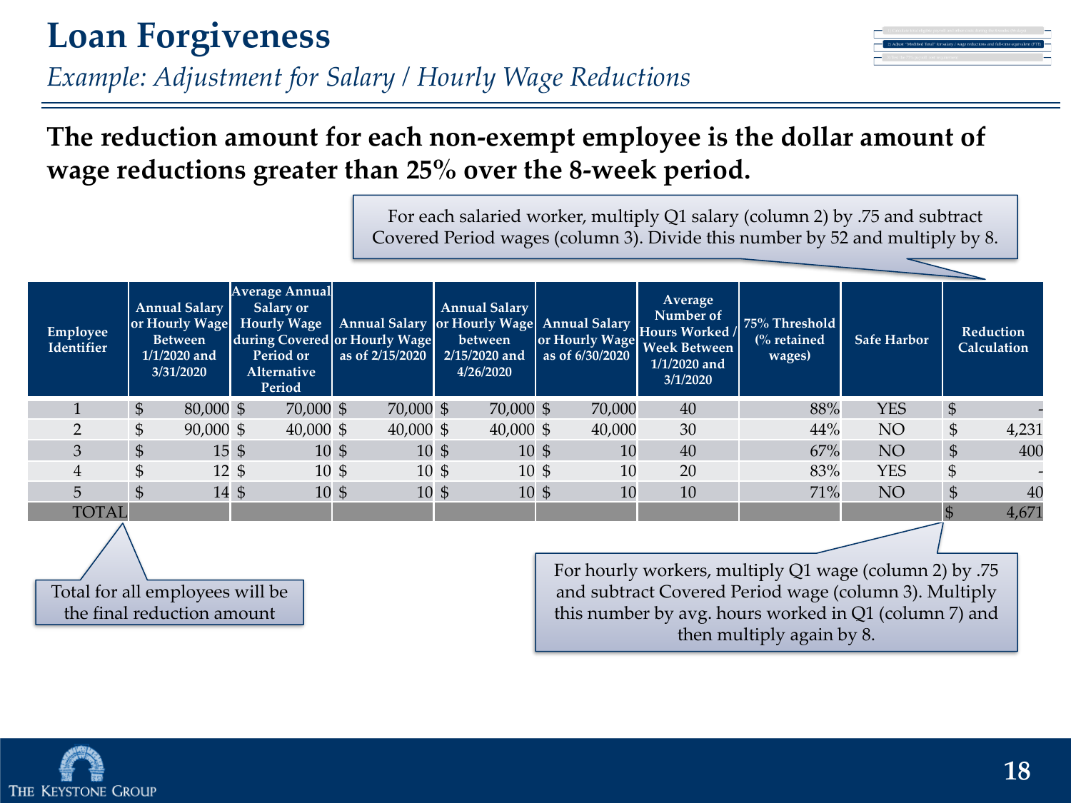# Loan Forgiveness

*Example: Adjustment for Salary / Hourly Wage Reductions*

**The reduction amount for each non-exempt employee is the dollar amount of wage reductions greater than 25% over the 8-week period.**

For each salaried worker, multiply Q1 salary (column 2) by .75 and subtract Covered Period wages (column 3). Divide this number by 52 and multiply by 8.

| Employee Identifier | Annual Salary or Hourly Wage Between 1/1/2020 and 3/31/2020 | Average Annual Salary or Hourly Wage during Covered Period or Alternative Period | Annual Salary or Hourly Wage as of 2/15/2020 | Annual Salary or Hourly Wage between 2/15/2020 and 4/26/2020 | Annual Salary or Hourly Wage as of 6/30/2020 | Average Number of Hours Worked / Week Between 1/1/2020 and 3/1/2020 | 75% Threshold (% retained wages) | Safe Harbor | Reduction Calculation |
|---|---|---|---|---|---|---|---|---|---|
| 1 | $ 80,000 | $ 70,000 | $ 70,000 | $ 70,000 | $ 70,000 | 40 | 88% | YES | $ - |
| 2 | $ 90,000 | $ 40,000 | $ 40,000 | $ 40,000 | $ 40,000 | 30 | 44% | NO | $ 4,231 |
| 3 | $ 15 | $ 10 | $ 10 | $ 10 | $ 10 | 40 | 67% | NO | $ 400 |
| 4 | $ 12 | $ 10 | $ 10 | $ 10 | $ 10 | 20 | 83% | YES | $ - |
| 5 | $ 14 | $ 10 | $ 10 | $ 10 | $ 10 | 10 | 71% | NO | $ 40 |
| TOTAL | | | | | | | | | $ 4,671 |

Total for all employees will be the final reduction amount

For hourly workers, multiply Q1 wage (column 2) by .75 and subtract Covered Period wage (column 3). Multiply this number by avg. hours worked in Q1 (column 7) and then multiply again by 8.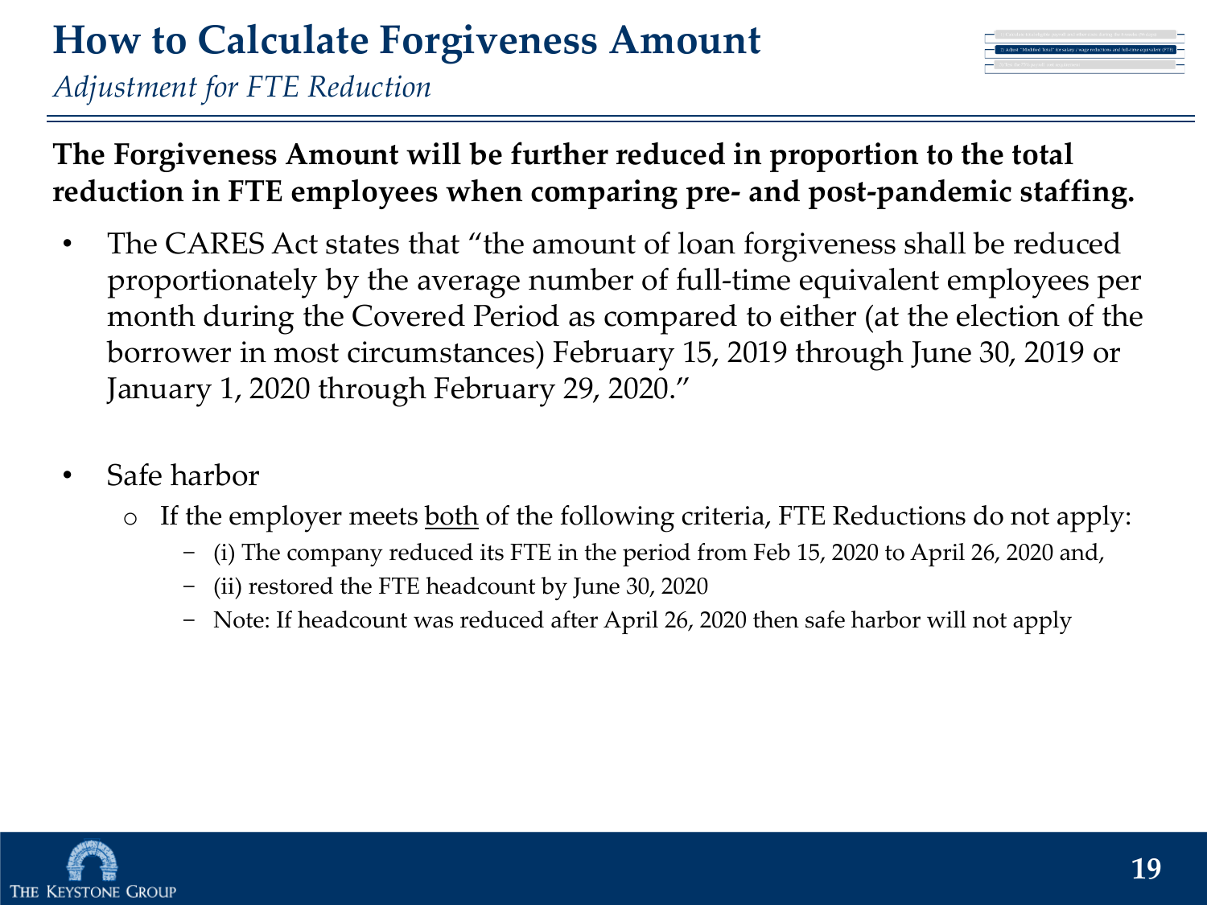# How to Calculate Forgiveness Amount

*Adjustment for FTE Reduction*

**The Forgiveness Amount will be further reduced in proportion to the total reduction in FTE employees when comparing pre- and post-pandemic staffing.**

- The CARES Act states that "the amount of loan forgiveness shall be reduced proportionately by the average number of full-time equivalent employees per month during the Covered Period as compared to either (at the election of the borrower in most circumstances) February 15, 2019 through June 30, 2019 or January 1, 2020 through February 29, 2020."

- Safe harbor
  - If the employer meets both of the following criteria, FTE Reductions do not apply:
    - (i) The company reduced its FTE in the period from Feb 15, 2020 to April 26, 2020 and,
    - (ii) restored the FTE headcount by June 30, 2020
    - Note: If headcount was reduced after April 26, 2020 then safe harbor will not apply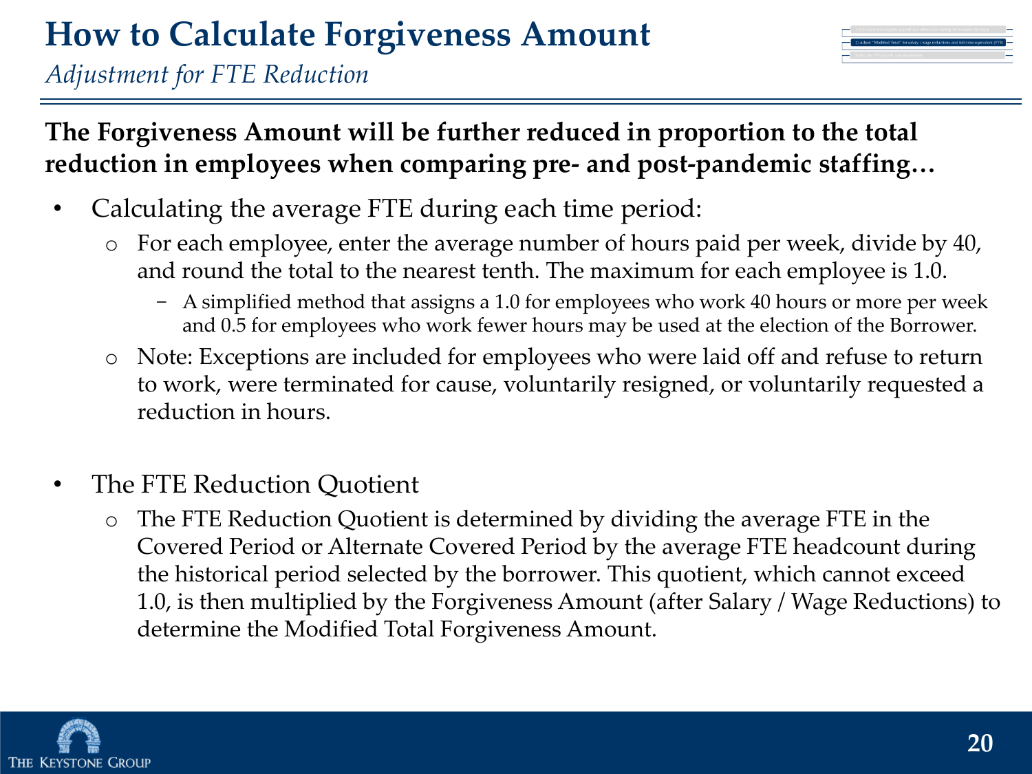# How to Calculate Forgiveness Amount

*Adjustment for FTE Reduction*

**The Forgiveness Amount will be further reduced in proportion to the total reduction in employees when comparing pre- and post-pandemic staffing…**

- Calculating the average FTE during each time period:
  - For each employee, enter the average number of hours paid per week, divide by 40, and round the total to the nearest tenth. The maximum for each employee is 1.0.
    - A simplified method that assigns a 1.0 for employees who work 40 hours or more per week and 0.5 for employees who work fewer hours may be used at the election of the Borrower.
  - Note: Exceptions are included for employees who were laid off and refuse to return to work, were terminated for cause, voluntarily resigned, or voluntarily requested a reduction in hours.

- The FTE Reduction Quotient
  - The FTE Reduction Quotient is determined by dividing the average FTE in the Covered Period or Alternate Covered Period by the average FTE headcount during the historical period selected by the borrower. This quotient, which cannot exceed 1.0, is then multiplied by the Forgiveness Amount (after Salary / Wage Reductions) to determine the Modified Total Forgiveness Amount.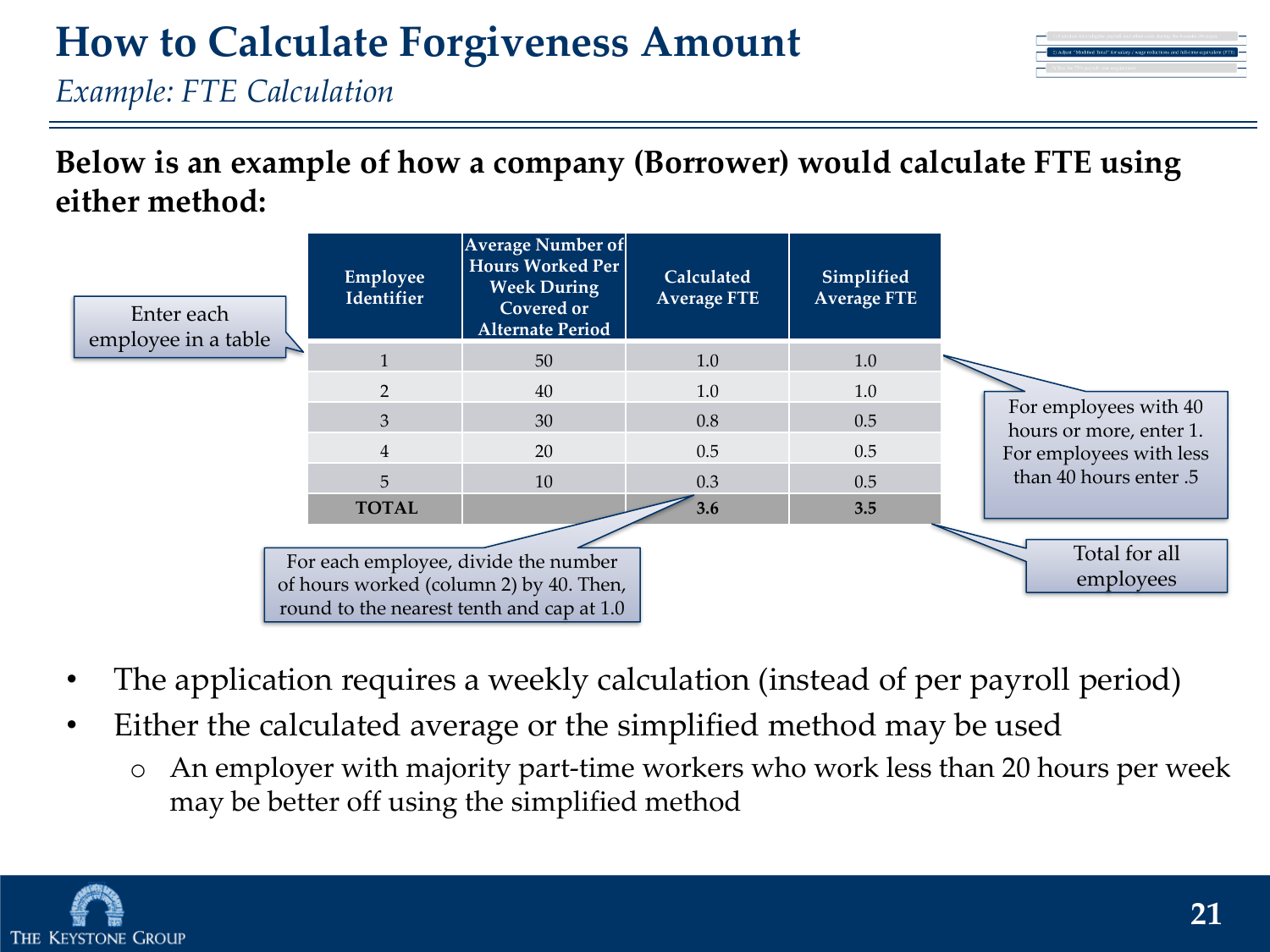# How to Calculate Forgiveness Amount

*Example: FTE Calculation*

**Below is an example of how a company (Borrower) would calculate FTE using either method:**

| Employee Identifier | Average Number of Hours Worked Per Week During Covered or Alternate Period | Calculated Average FTE | Simplified Average FTE |
|---|---|---|---|
| 1 | 50 | 1.0 | 1.0 |
| 2 | 40 | 1.0 | 1.0 |
| 3 | 30 | 0.8 | 0.5 |
| 4 | 20 | 0.5 | 0.5 |
| 5 | 10 | 0.3 | 0.5 |
| **TOTAL** | | **3.6** | **3.5** |

Enter each employee in a table

For each employee, divide the number of hours worked (column 2) by 40. Then, round to the nearest tenth and cap at 1.0

For employees with 40 hours or more, enter 1. For employees with less than 40 hours enter .5

Total for all employees

- The application requires a weekly calculation (instead of per payroll period)
- Either the calculated average or the simplified method may be used
  - An employer with majority part-time workers who work less than 20 hours per week may be better off using the simplified method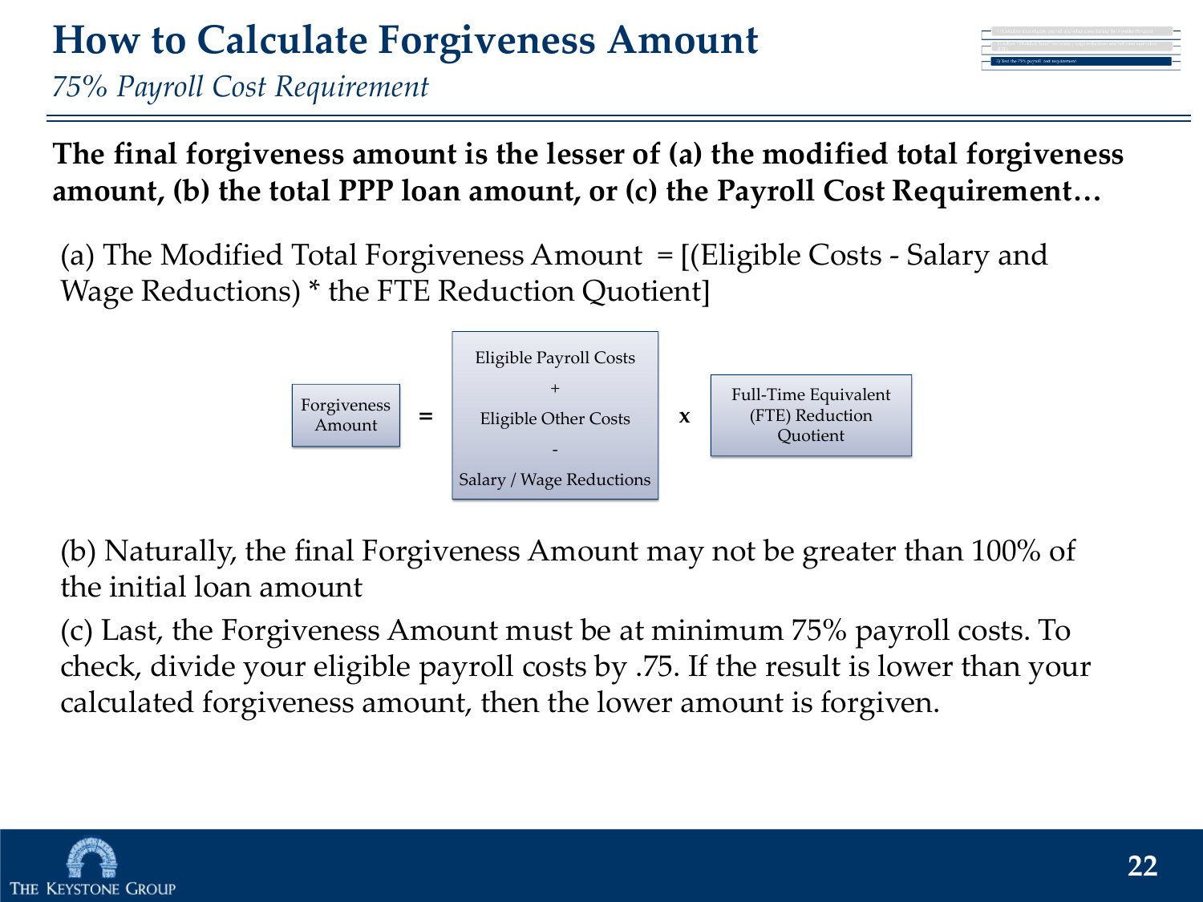# How to Calculate Forgiveness Amount

*75% Payroll Cost Requirement*

**The final forgiveness amount is the lesser of (a) the modified total forgiveness amount, (b) the total PPP loan amount, or (c) the Payroll Cost Requirement…**

(a) The Modified Total Forgiveness Amount = [(Eligible Costs - Salary and Wage Reductions) * the FTE Reduction Quotient]

Forgiveness Amount = (Eligible Payroll Costs + Eligible Other Costs - Salary / Wage Reductions) x Full-Time Equivalent (FTE) Reduction Quotient

(b) Naturally, the final Forgiveness Amount may not be greater than 100% of the initial loan amount

(c) Last, the Forgiveness Amount must be at minimum 75% payroll costs. To check, divide your eligible payroll costs by .75. If the result is lower than your calculated forgiveness amount, then the lower amount is forgiven.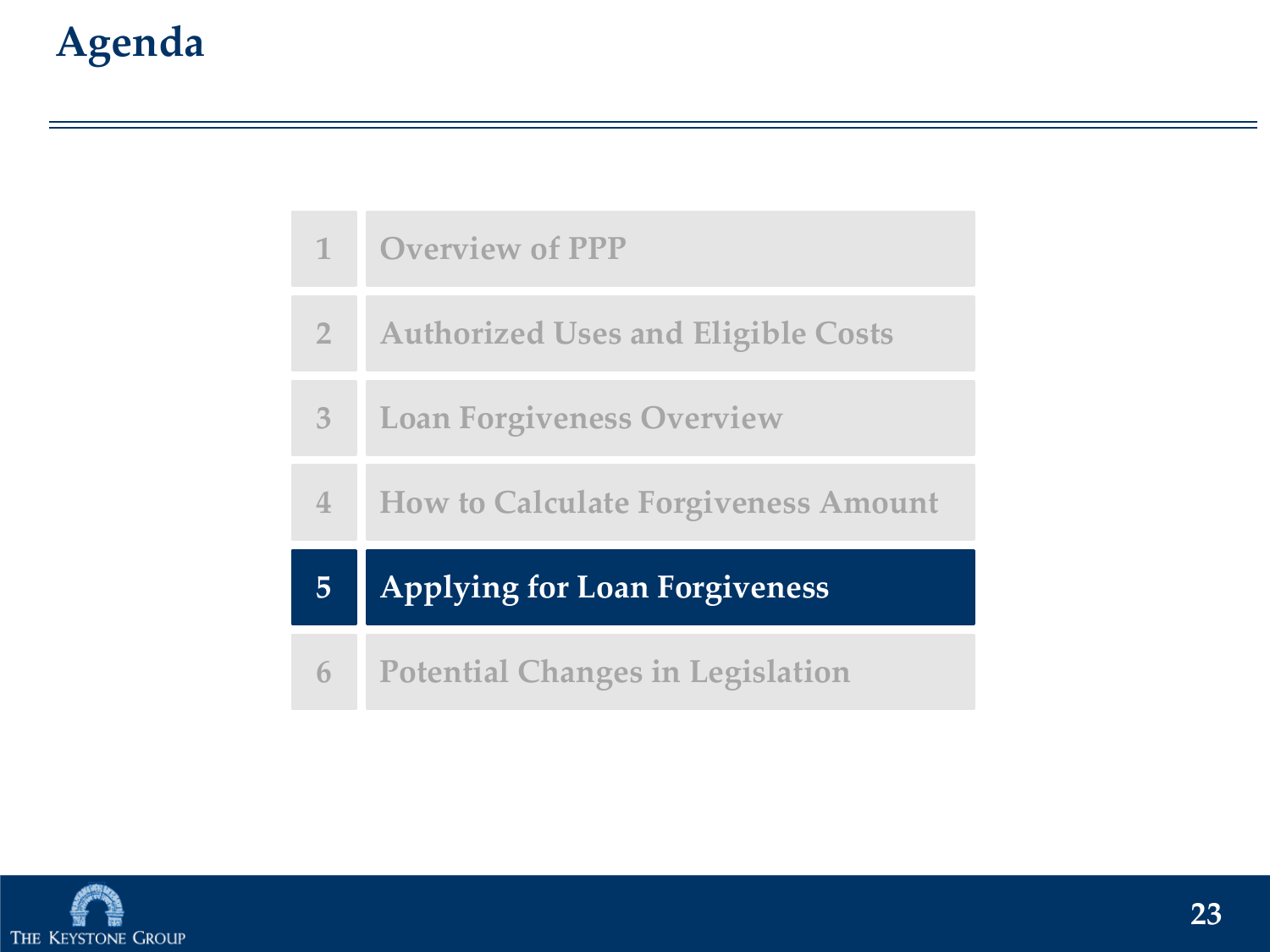# Agenda

| | |
|---|---|
| 1 | Overview of PPP |
| 2 | Authorized Uses and Eligible Costs |
| 3 | Loan Forgiveness Overview |
| 4 | How to Calculate Forgiveness Amount |
| **5** | **Applying for Loan Forgiveness** |
| 6 | Potential Changes in Legislation |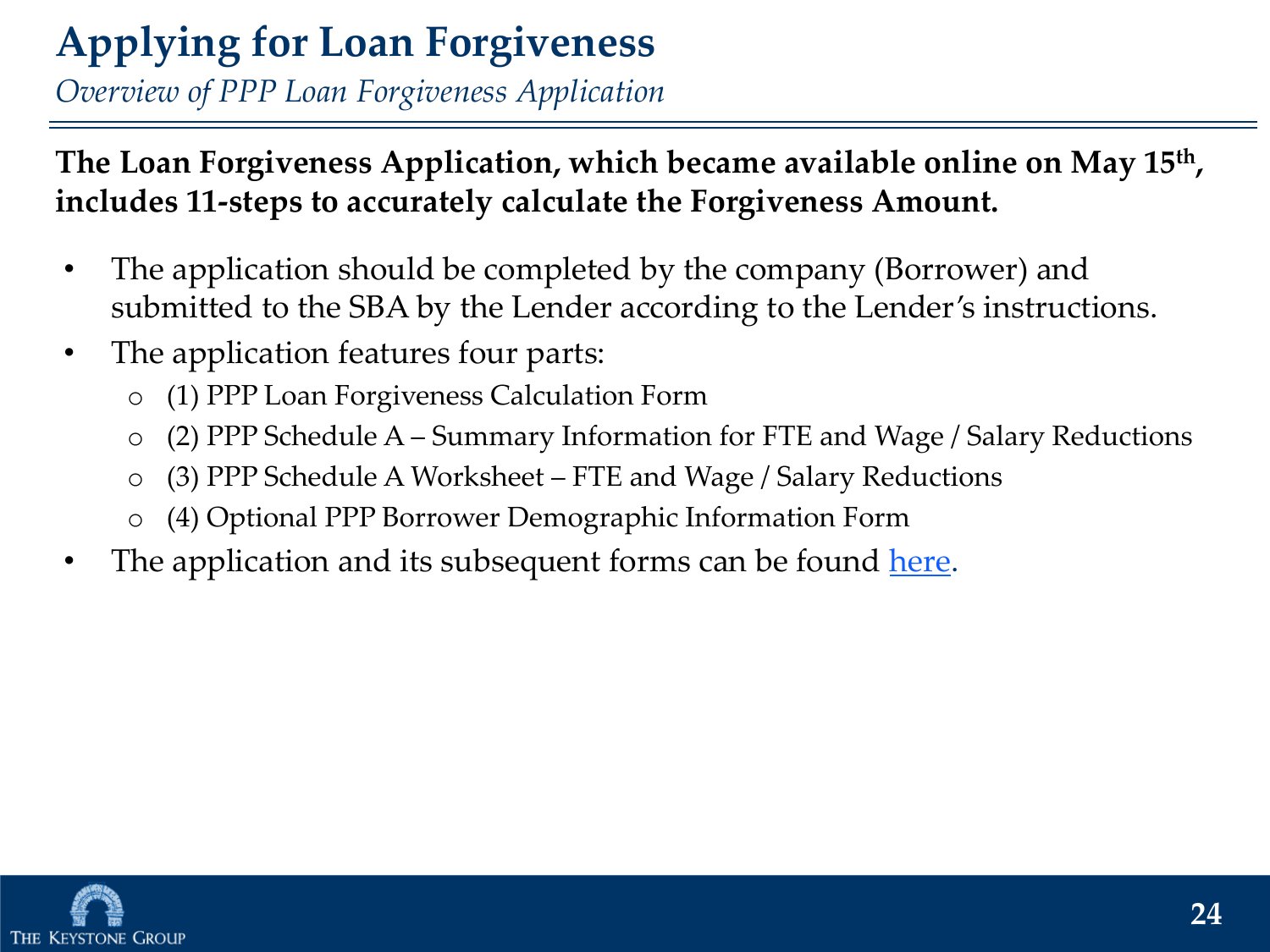# Applying for Loan Forgiveness

*Overview of PPP Loan Forgiveness Application*

**The Loan Forgiveness Application, which became available online on May 15th, includes 11-steps to accurately calculate the Forgiveness Amount.**

- The application should be completed by the company (Borrower) and submitted to the SBA by the Lender according to the Lender's instructions.
- The application features four parts:
  - (1) PPP Loan Forgiveness Calculation Form
  - (2) PPP Schedule A – Summary Information for FTE and Wage / Salary Reductions
  - (3) PPP Schedule A Worksheet – FTE and Wage / Salary Reductions
  - (4) Optional PPP Borrower Demographic Information Form
- The application and its subsequent forms can be found here.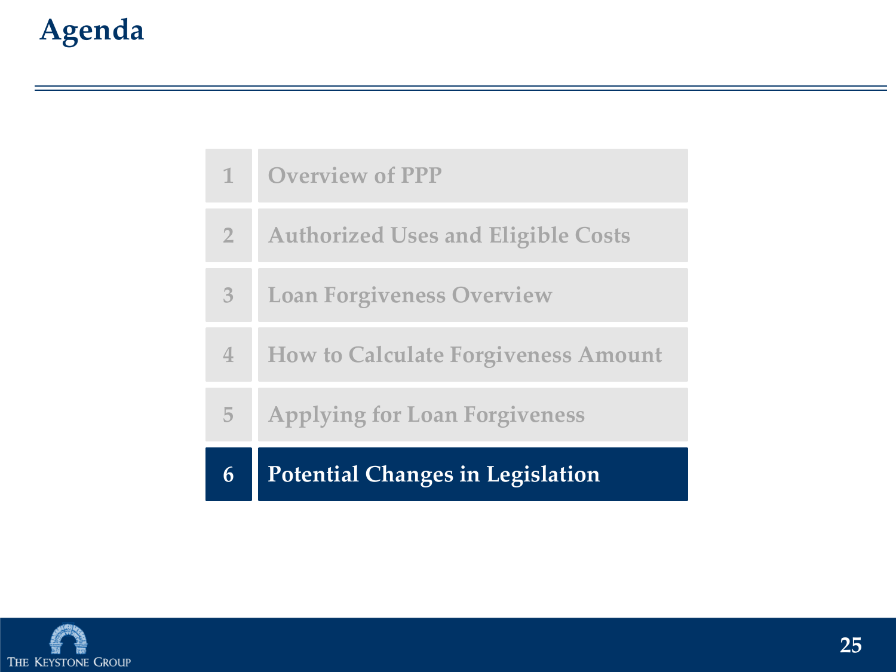# Agenda

1. Overview of PPP
2. Authorized Uses and Eligible Costs
3. Loan Forgiveness Overview
4. How to Calculate Forgiveness Amount
5. Applying for Loan Forgiveness
6. **Potential Changes in Legislation**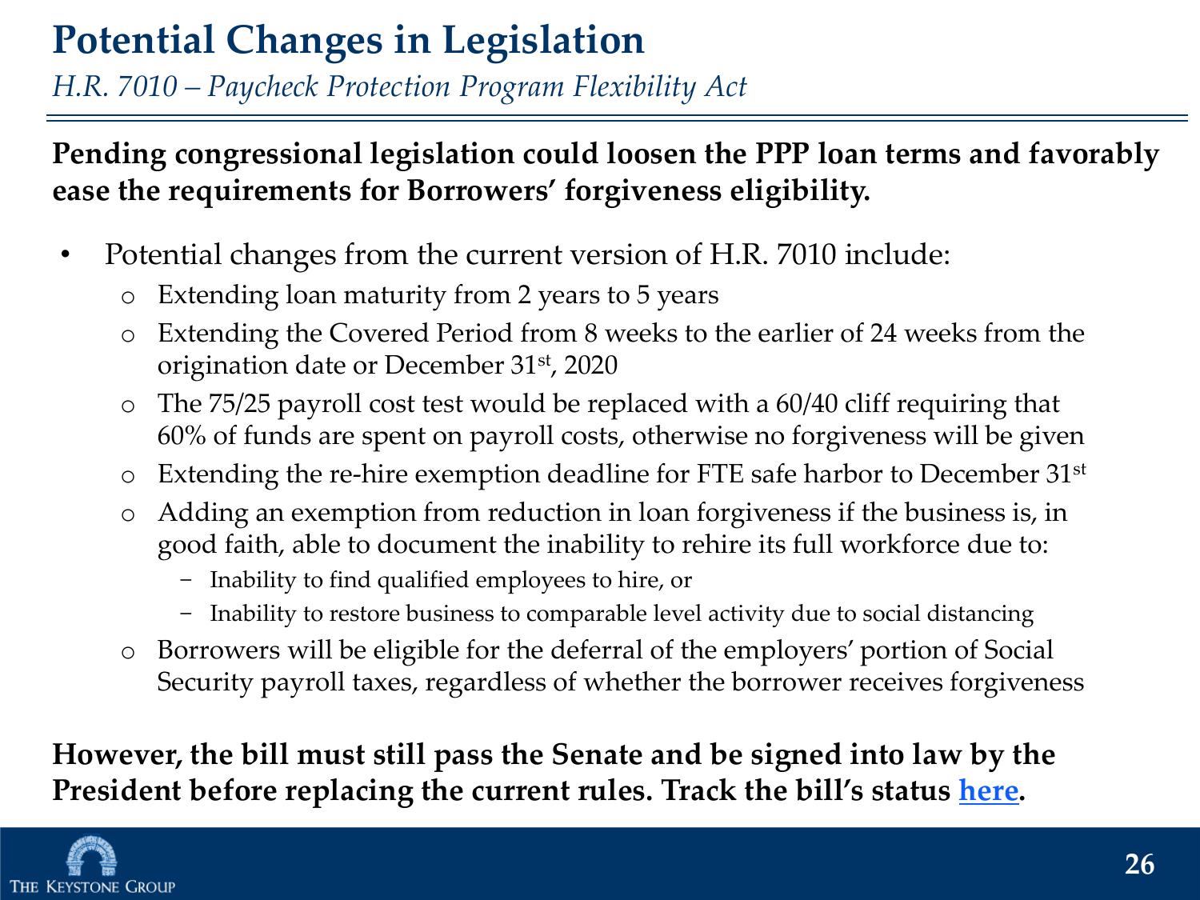# Potential Changes in Legislation

*H.R. 7010 – Paycheck Protection Program Flexibility Act*

**Pending congressional legislation could loosen the PPP loan terms and favorably ease the requirements for Borrowers' forgiveness eligibility.**

- Potential changes from the current version of H.R. 7010 include:
  - Extending loan maturity from 2 years to 5 years
  - Extending the Covered Period from 8 weeks to the earlier of 24 weeks from the origination date or December 31st, 2020
  - The 75/25 payroll cost test would be replaced with a 60/40 cliff requiring that 60% of funds are spent on payroll costs, otherwise no forgiveness will be given
  - Extending the re-hire exemption deadline for FTE safe harbor to December 31st
  - Adding an exemption from reduction in loan forgiveness if the business is, in good faith, able to document the inability to rehire its full workforce due to:
    - Inability to find qualified employees to hire, or
    - Inability to restore business to comparable level activity due to social distancing
  - Borrowers will be eligible for the deferral of the employers' portion of Social Security payroll taxes, regardless of whether the borrower receives forgiveness

**However, the bill must still pass the Senate and be signed into law by the President before replacing the current rules. Track the bill's status here.**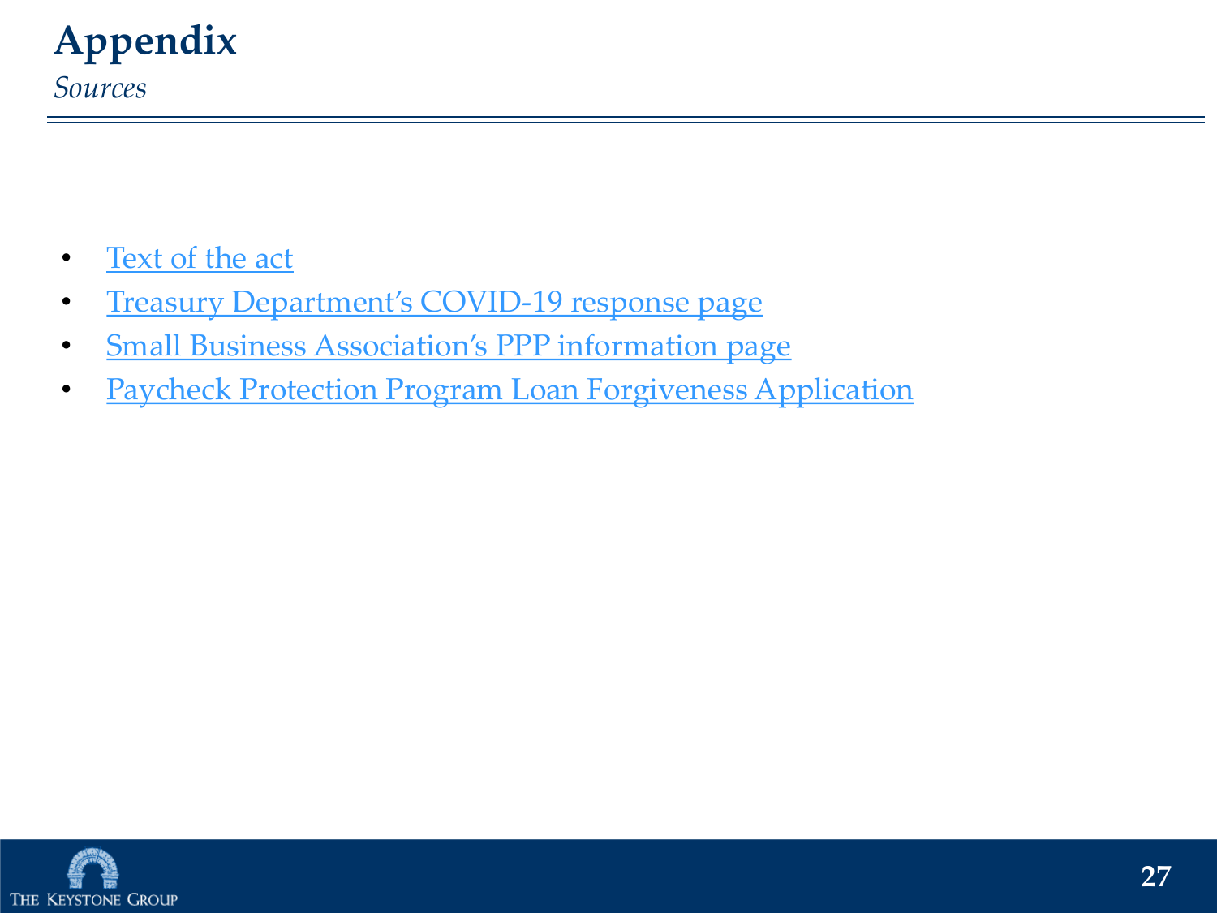# Appendix

*Sources*

- Text of the act
- Treasury Department's COVID-19 response page
- Small Business Association's PPP information page
- Paycheck Protection Program Loan Forgiveness Application